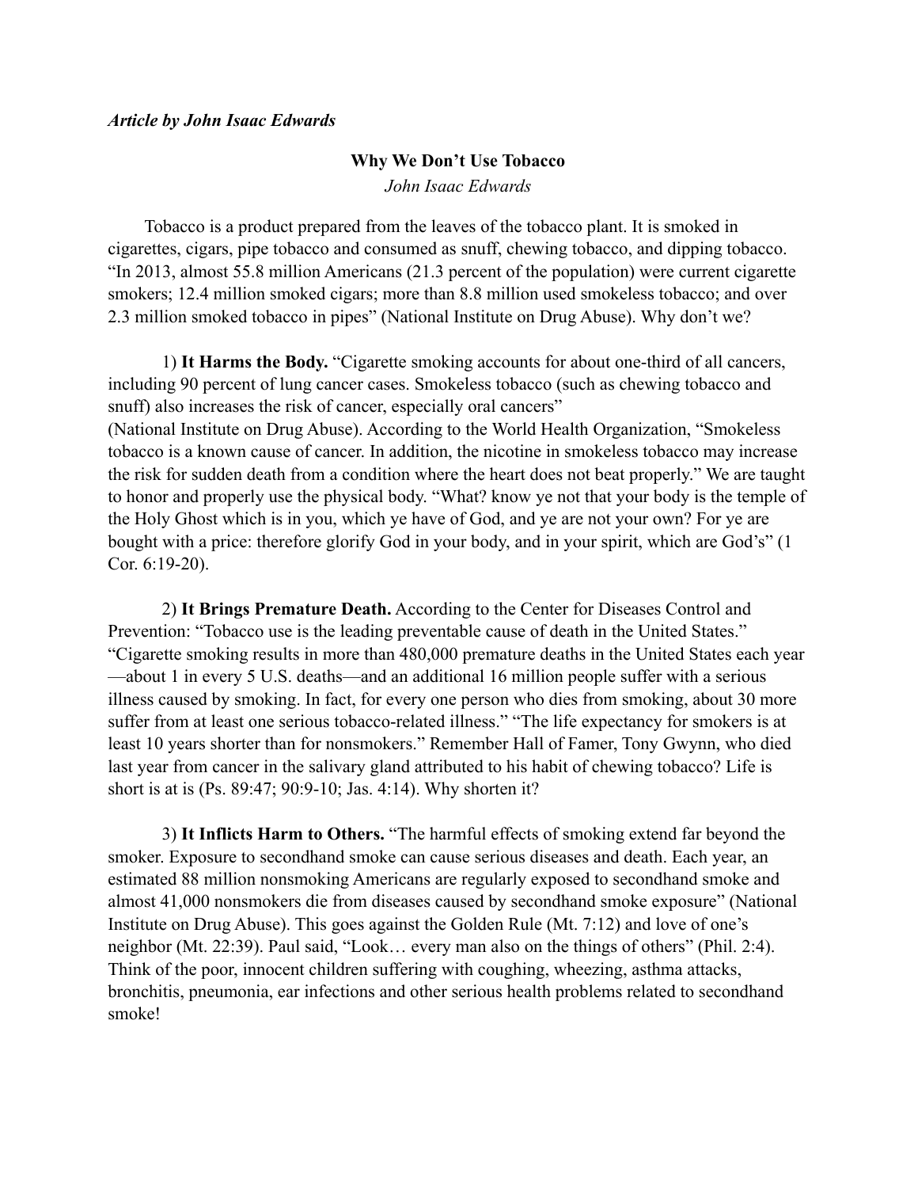***Article by John Isaac Edwards***

# Why We Don't Use Tobacco

*John Isaac Edwards*

Tobacco is a product prepared from the leaves of the tobacco plant. It is smoked in cigarettes, cigars, pipe tobacco and consumed as snuff, chewing tobacco, and dipping tobacco. "In 2013, almost 55.8 million Americans (21.3 percent of the population) were current cigarette smokers; 12.4 million smoked cigars; more than 8.8 million used smokeless tobacco; and over 2.3 million smoked tobacco in pipes" (National Institute on Drug Abuse). Why don't we?

1) **It Harms the Body.** "Cigarette smoking accounts for about one-third of all cancers, including 90 percent of lung cancer cases. Smokeless tobacco (such as chewing tobacco and snuff) also increases the risk of cancer, especially oral cancers" (National Institute on Drug Abuse). According to the World Health Organization, "Smokeless tobacco is a known cause of cancer. In addition, the nicotine in smokeless tobacco may increase the risk for sudden death from a condition where the heart does not beat properly." We are taught to honor and properly use the physical body. "What? know ye not that your body is the temple of the Holy Ghost which is in you, which ye have of God, and ye are not your own? For ye are bought with a price: therefore glorify God in your body, and in your spirit, which are God's" (1 Cor. 6:19-20).

2) **It Brings Premature Death.** According to the Center for Diseases Control and Prevention: "Tobacco use is the leading preventable cause of death in the United States." "Cigarette smoking results in more than 480,000 premature deaths in the United States each year —about 1 in every 5 U.S. deaths—and an additional 16 million people suffer with a serious illness caused by smoking. In fact, for every one person who dies from smoking, about 30 more suffer from at least one serious tobacco-related illness." "The life expectancy for smokers is at least 10 years shorter than for nonsmokers." Remember Hall of Famer, Tony Gwynn, who died last year from cancer in the salivary gland attributed to his habit of chewing tobacco? Life is short is at is (Ps. 89:47; 90:9-10; Jas. 4:14). Why shorten it?

3) **It Inflicts Harm to Others.** "The harmful effects of smoking extend far beyond the smoker. Exposure to secondhand smoke can cause serious diseases and death. Each year, an estimated 88 million nonsmoking Americans are regularly exposed to secondhand smoke and almost 41,000 nonsmokers die from diseases caused by secondhand smoke exposure" (National Institute on Drug Abuse). This goes against the Golden Rule (Mt. 7:12) and love of one's neighbor (Mt. 22:39). Paul said, "Look… every man also on the things of others" (Phil. 2:4). Think of the poor, innocent children suffering with coughing, wheezing, asthma attacks, bronchitis, pneumonia, ear infections and other serious health problems related to secondhand smoke!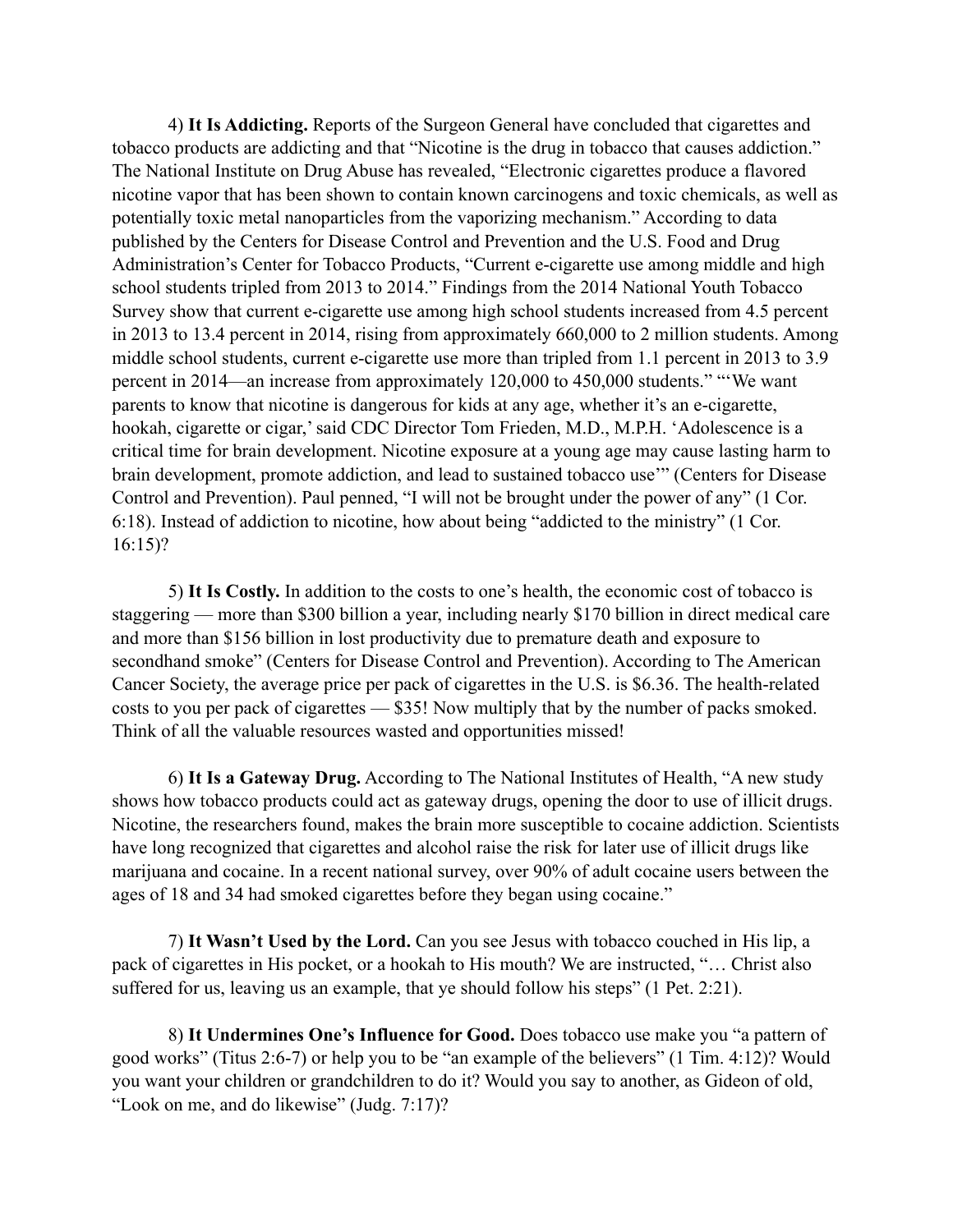4) **It Is Addicting.** Reports of the Surgeon General have concluded that cigarettes and tobacco products are addicting and that "Nicotine is the drug in tobacco that causes addiction." The National Institute on Drug Abuse has revealed, "Electronic cigarettes produce a flavored nicotine vapor that has been shown to contain known carcinogens and toxic chemicals, as well as potentially toxic metal nanoparticles from the vaporizing mechanism." According to data published by the Centers for Disease Control and Prevention and the U.S. Food and Drug Administration's Center for Tobacco Products, "Current e-cigarette use among middle and high school students tripled from 2013 to 2014." Findings from the 2014 National Youth Tobacco Survey show that current e-cigarette use among high school students increased from 4.5 percent in 2013 to 13.4 percent in 2014, rising from approximately 660,000 to 2 million students. Among middle school students, current e-cigarette use more than tripled from 1.1 percent in 2013 to 3.9 percent in 2014—an increase from approximately 120,000 to 450,000 students." "'We want parents to know that nicotine is dangerous for kids at any age, whether it's an e-cigarette, hookah, cigarette or cigar,' said CDC Director Tom Frieden, M.D., M.P.H. 'Adolescence is a critical time for brain development. Nicotine exposure at a young age may cause lasting harm to brain development, promote addiction, and lead to sustained tobacco use'" (Centers for Disease Control and Prevention). Paul penned, "I will not be brought under the power of any" (1 Cor. 6:18). Instead of addiction to nicotine, how about being "addicted to the ministry" (1 Cor. 16:15)?

5) **It Is Costly.** In addition to the costs to one's health, the economic cost of tobacco is staggering — more than $300 billion a year, including nearly $170 billion in direct medical care and more than $156 billion in lost productivity due to premature death and exposure to secondhand smoke" (Centers for Disease Control and Prevention). According to The American Cancer Society, the average price per pack of cigarettes in the U.S. is $6.36. The health-related costs to you per pack of cigarettes — $35! Now multiply that by the number of packs smoked. Think of all the valuable resources wasted and opportunities missed!

6) **It Is a Gateway Drug.** According to The National Institutes of Health, "A new study shows how tobacco products could act as gateway drugs, opening the door to use of illicit drugs. Nicotine, the researchers found, makes the brain more susceptible to cocaine addiction. Scientists have long recognized that cigarettes and alcohol raise the risk for later use of illicit drugs like marijuana and cocaine. In a recent national survey, over 90% of adult cocaine users between the ages of 18 and 34 had smoked cigarettes before they began using cocaine."

7) **It Wasn't Used by the Lord.** Can you see Jesus with tobacco couched in His lip, a pack of cigarettes in His pocket, or a hookah to His mouth? We are instructed, "… Christ also suffered for us, leaving us an example, that ye should follow his steps" (1 Pet. 2:21).

8) **It Undermines One's Influence for Good.** Does tobacco use make you "a pattern of good works" (Titus 2:6-7) or help you to be "an example of the believers" (1 Tim. 4:12)? Would you want your children or grandchildren to do it? Would you say to another, as Gideon of old, "Look on me, and do likewise" (Judg. 7:17)?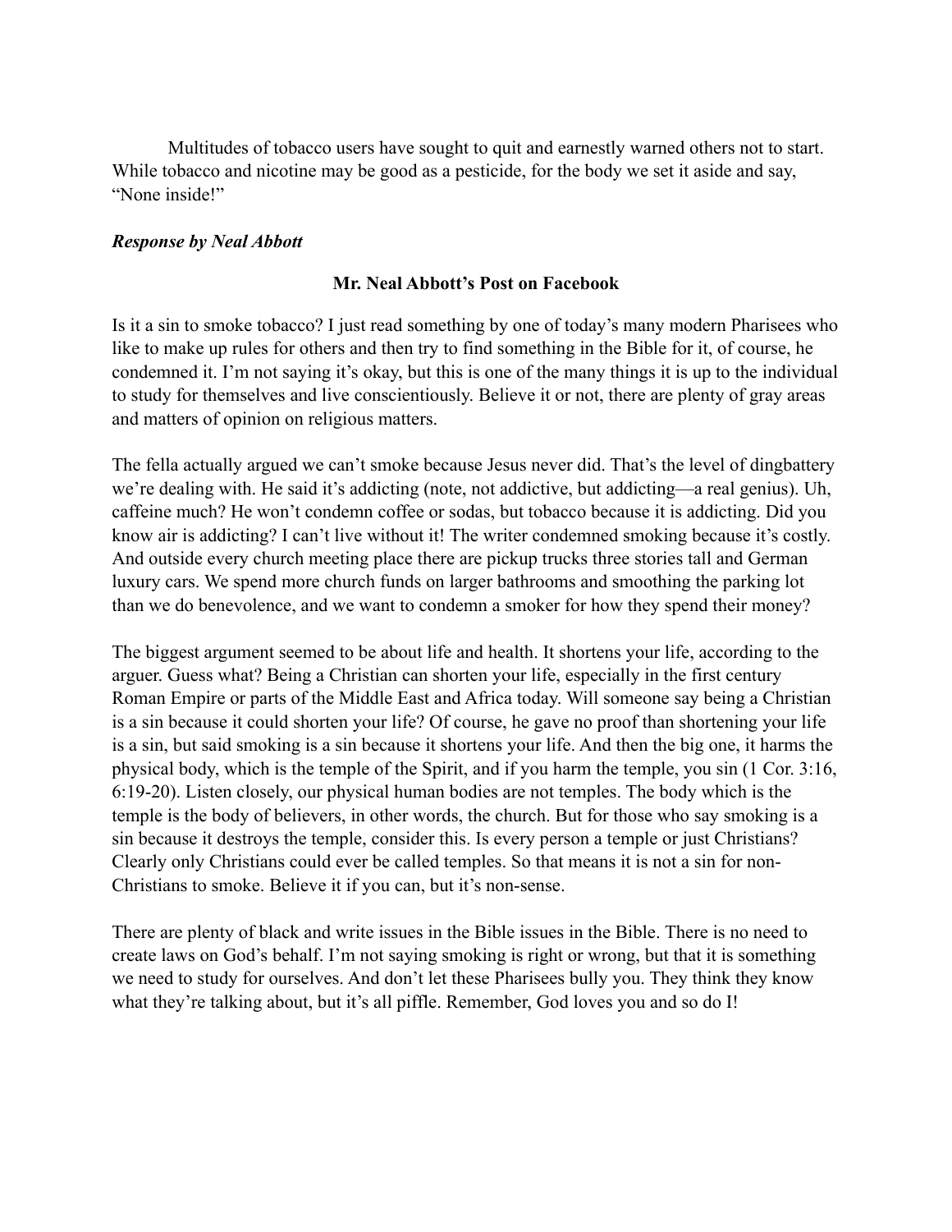Multitudes of tobacco users have sought to quit and earnestly warned others not to start. While tobacco and nicotine may be good as a pesticide, for the body we set it aside and say, "None inside!"

***Response by Neal Abbott***

**Mr. Neal Abbott's Post on Facebook**

Is it a sin to smoke tobacco? I just read something by one of today's many modern Pharisees who like to make up rules for others and then try to find something in the Bible for it, of course, he condemned it. I'm not saying it's okay, but this is one of the many things it is up to the individual to study for themselves and live conscientiously. Believe it or not, there are plenty of gray areas and matters of opinion on religious matters.

The fella actually argued we can't smoke because Jesus never did. That's the level of dingbattery we're dealing with. He said it's addicting (note, not addictive, but addicting—a real genius). Uh, caffeine much? He won't condemn coffee or sodas, but tobacco because it is addicting. Did you know air is addicting? I can't live without it! The writer condemned smoking because it's costly. And outside every church meeting place there are pickup trucks three stories tall and German luxury cars. We spend more church funds on larger bathrooms and smoothing the parking lot than we do benevolence, and we want to condemn a smoker for how they spend their money?

The biggest argument seemed to be about life and health. It shortens your life, according to the arguer. Guess what? Being a Christian can shorten your life, especially in the first century Roman Empire or parts of the Middle East and Africa today. Will someone say being a Christian is a sin because it could shorten your life? Of course, he gave no proof than shortening your life is a sin, but said smoking is a sin because it shortens your life. And then the big one, it harms the physical body, which is the temple of the Spirit, and if you harm the temple, you sin (1 Cor. 3:16, 6:19-20). Listen closely, our physical human bodies are not temples. The body which is the temple is the body of believers, in other words, the church. But for those who say smoking is a sin because it destroys the temple, consider this. Is every person a temple or just Christians? Clearly only Christians could ever be called temples. So that means it is not a sin for non-Christians to smoke. Believe it if you can, but it's non-sense.

There are plenty of black and write issues in the Bible issues in the Bible. There is no need to create laws on God's behalf. I'm not saying smoking is right or wrong, but that it is something we need to study for ourselves. And don't let these Pharisees bully you. They think they know what they're talking about, but it's all piffle. Remember, God loves you and so do I!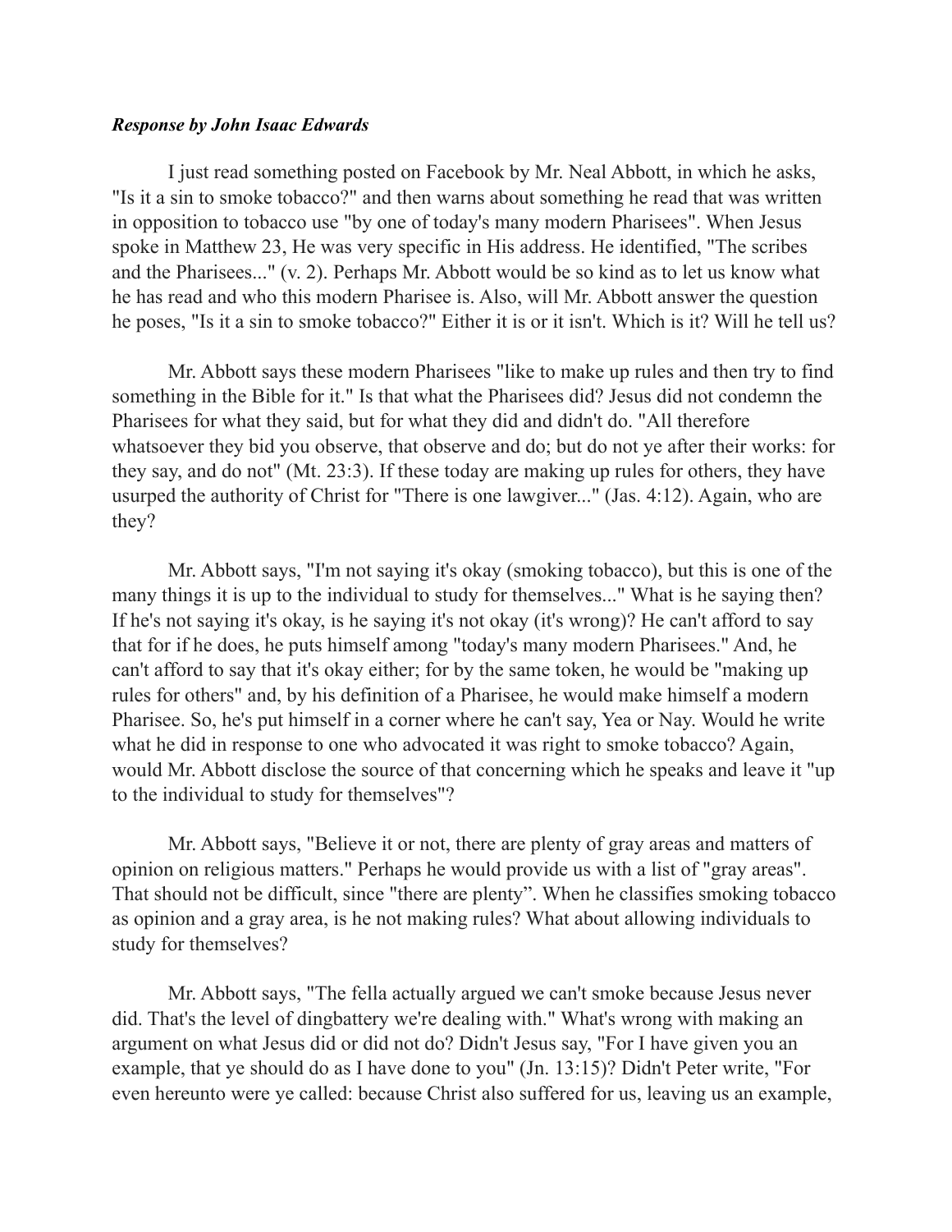***Response by John Isaac Edwards***

I just read something posted on Facebook by Mr. Neal Abbott, in which he asks, "Is it a sin to smoke tobacco?" and then warns about something he read that was written in opposition to tobacco use "by one of today's many modern Pharisees". When Jesus spoke in Matthew 23, He was very specific in His address. He identified, "The scribes and the Pharisees..." (v. 2). Perhaps Mr. Abbott would be so kind as to let us know what he has read and who this modern Pharisee is. Also, will Mr. Abbott answer the question he poses, "Is it a sin to smoke tobacco?" Either it is or it isn't. Which is it? Will he tell us?

Mr. Abbott says these modern Pharisees "like to make up rules and then try to find something in the Bible for it." Is that what the Pharisees did? Jesus did not condemn the Pharisees for what they said, but for what they did and didn't do. "All therefore whatsoever they bid you observe, that observe and do; but do not ye after their works: for they say, and do not" (Mt. 23:3). If these today are making up rules for others, they have usurped the authority of Christ for "There is one lawgiver..." (Jas. 4:12). Again, who are they?

Mr. Abbott says, "I'm not saying it's okay (smoking tobacco), but this is one of the many things it is up to the individual to study for themselves..." What is he saying then? If he's not saying it's okay, is he saying it's not okay (it's wrong)? He can't afford to say that for if he does, he puts himself among "today's many modern Pharisees." And, he can't afford to say that it's okay either; for by the same token, he would be "making up rules for others" and, by his definition of a Pharisee, he would make himself a modern Pharisee. So, he's put himself in a corner where he can't say, Yea or Nay. Would he write what he did in response to one who advocated it was right to smoke tobacco? Again, would Mr. Abbott disclose the source of that concerning which he speaks and leave it "up to the individual to study for themselves"?

Mr. Abbott says, "Believe it or not, there are plenty of gray areas and matters of opinion on religious matters." Perhaps he would provide us with a list of "gray areas". That should not be difficult, since "there are plenty". When he classifies smoking tobacco as opinion and a gray area, is he not making rules? What about allowing individuals to study for themselves?

Mr. Abbott says, "The fella actually argued we can't smoke because Jesus never did. That's the level of dingbattery we're dealing with." What's wrong with making an argument on what Jesus did or did not do? Didn't Jesus say, "For I have given you an example, that ye should do as I have done to you" (Jn. 13:15)? Didn't Peter write, "For even hereunto were ye called: because Christ also suffered for us, leaving us an example,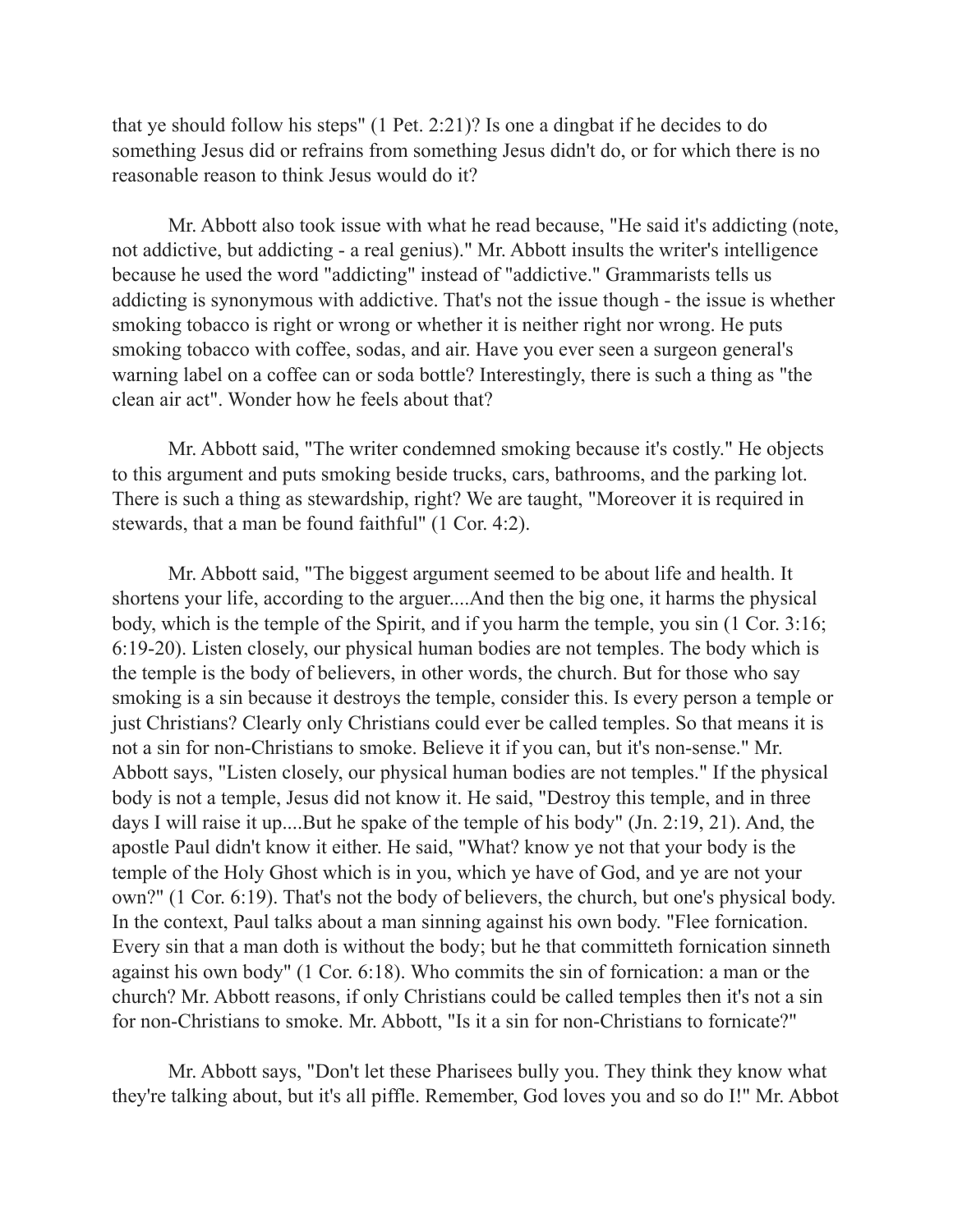that ye should follow his steps" (1 Pet. 2:21)? Is one a dingbat if he decides to do something Jesus did or refrains from something Jesus didn't do, or for which there is no reasonable reason to think Jesus would do it?

Mr. Abbott also took issue with what he read because, "He said it's addicting (note, not addictive, but addicting - a real genius)." Mr. Abbott insults the writer's intelligence because he used the word "addicting" instead of "addictive." Grammarists tells us addicting is synonymous with addictive. That's not the issue though - the issue is whether smoking tobacco is right or wrong or whether it is neither right nor wrong. He puts smoking tobacco with coffee, sodas, and air. Have you ever seen a surgeon general's warning label on a coffee can or soda bottle? Interestingly, there is such a thing as "the clean air act". Wonder how he feels about that?

Mr. Abbott said, "The writer condemned smoking because it's costly." He objects to this argument and puts smoking beside trucks, cars, bathrooms, and the parking lot. There is such a thing as stewardship, right? We are taught, "Moreover it is required in stewards, that a man be found faithful" (1 Cor. 4:2).

Mr. Abbott said, "The biggest argument seemed to be about life and health. It shortens your life, according to the arguer....And then the big one, it harms the physical body, which is the temple of the Spirit, and if you harm the temple, you sin (1 Cor. 3:16; 6:19-20). Listen closely, our physical human bodies are not temples. The body which is the temple is the body of believers, in other words, the church. But for those who say smoking is a sin because it destroys the temple, consider this. Is every person a temple or just Christians? Clearly only Christians could ever be called temples. So that means it is not a sin for non-Christians to smoke. Believe it if you can, but it's non-sense." Mr. Abbott says, "Listen closely, our physical human bodies are not temples." If the physical body is not a temple, Jesus did not know it. He said, "Destroy this temple, and in three days I will raise it up....But he spake of the temple of his body" (Jn. 2:19, 21). And, the apostle Paul didn't know it either. He said, "What? know ye not that your body is the temple of the Holy Ghost which is in you, which ye have of God, and ye are not your own?" (1 Cor. 6:19). That's not the body of believers, the church, but one's physical body. In the context, Paul talks about a man sinning against his own body. "Flee fornication. Every sin that a man doth is without the body; but he that committeth fornication sinneth against his own body" (1 Cor. 6:18). Who commits the sin of fornication: a man or the church? Mr. Abbott reasons, if only Christians could be called temples then it's not a sin for non-Christians to smoke. Mr. Abbott, "Is it a sin for non-Christians to fornicate?"

Mr. Abbott says, "Don't let these Pharisees bully you. They think they know what they're talking about, but it's all piffle. Remember, God loves you and so do I!" Mr. Abbot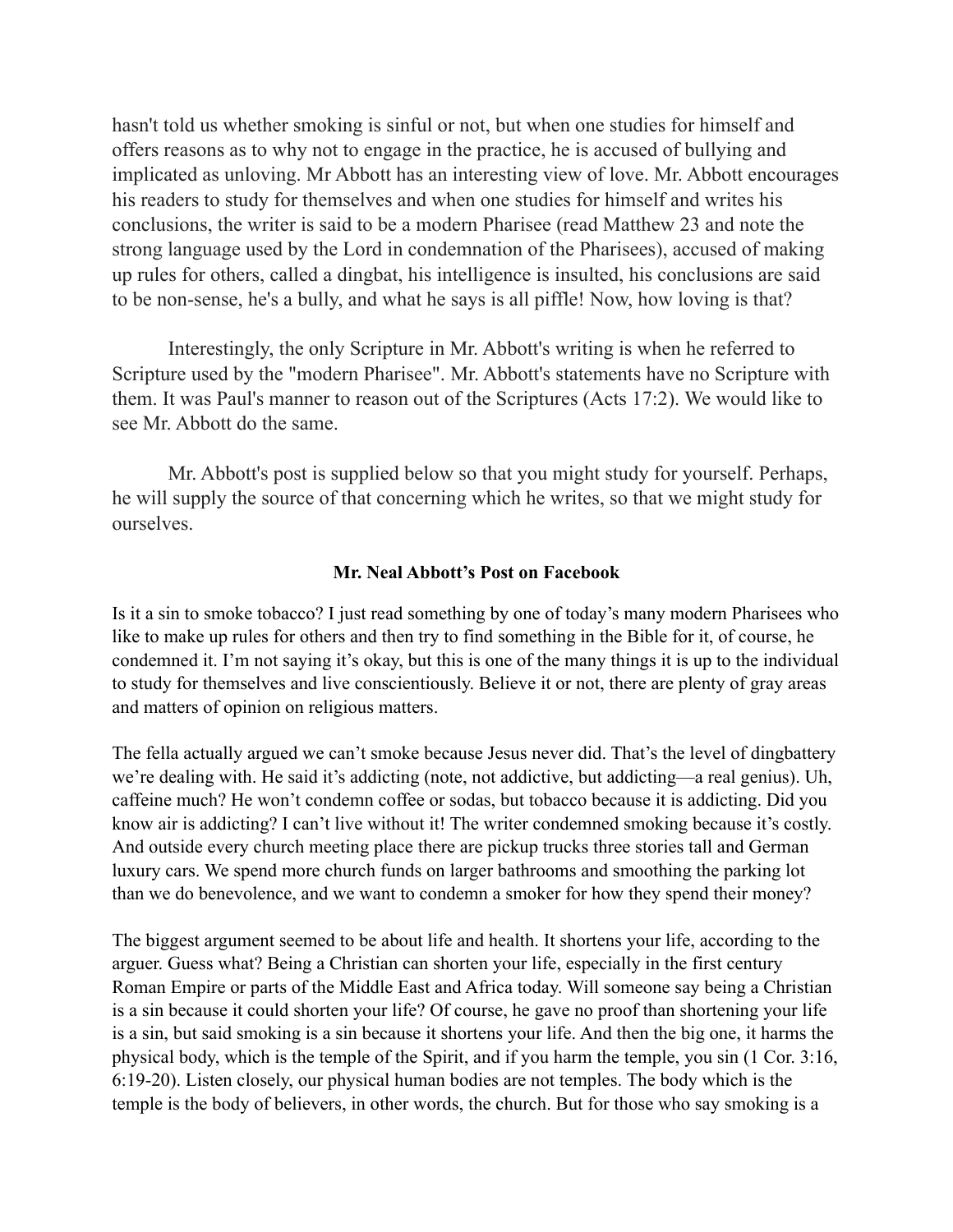hasn't told us whether smoking is sinful or not, but when one studies for himself and offers reasons as to why not to engage in the practice, he is accused of bullying and implicated as unloving. Mr Abbott has an interesting view of love. Mr. Abbott encourages his readers to study for themselves and when one studies for himself and writes his conclusions, the writer is said to be a modern Pharisee (read Matthew 23 and note the strong language used by the Lord in condemnation of the Pharisees), accused of making up rules for others, called a dingbat, his intelligence is insulted, his conclusions are said to be non-sense, he's a bully, and what he says is all piffle! Now, how loving is that?

Interestingly, the only Scripture in Mr. Abbott's writing is when he referred to Scripture used by the "modern Pharisee". Mr. Abbott's statements have no Scripture with them. It was Paul's manner to reason out of the Scriptures (Acts 17:2). We would like to see Mr. Abbott do the same.

Mr. Abbott's post is supplied below so that you might study for yourself. Perhaps, he will supply the source of that concerning which he writes, so that we might study for ourselves.

**Mr. Neal Abbott's Post on Facebook**

Is it a sin to smoke tobacco? I just read something by one of today's many modern Pharisees who like to make up rules for others and then try to find something in the Bible for it, of course, he condemned it. I'm not saying it's okay, but this is one of the many things it is up to the individual to study for themselves and live conscientiously. Believe it or not, there are plenty of gray areas and matters of opinion on religious matters.

The fella actually argued we can't smoke because Jesus never did. That's the level of dingbattery we're dealing with. He said it's addicting (note, not addictive, but addicting—a real genius). Uh, caffeine much? He won't condemn coffee or sodas, but tobacco because it is addicting. Did you know air is addicting? I can't live without it! The writer condemned smoking because it's costly. And outside every church meeting place there are pickup trucks three stories tall and German luxury cars. We spend more church funds on larger bathrooms and smoothing the parking lot than we do benevolence, and we want to condemn a smoker for how they spend their money?

The biggest argument seemed to be about life and health. It shortens your life, according to the arguer. Guess what? Being a Christian can shorten your life, especially in the first century Roman Empire or parts of the Middle East and Africa today. Will someone say being a Christian is a sin because it could shorten your life? Of course, he gave no proof than shortening your life is a sin, but said smoking is a sin because it shortens your life. And then the big one, it harms the physical body, which is the temple of the Spirit, and if you harm the temple, you sin (1 Cor. 3:16, 6:19-20). Listen closely, our physical human bodies are not temples. The body which is the temple is the body of believers, in other words, the church. But for those who say smoking is a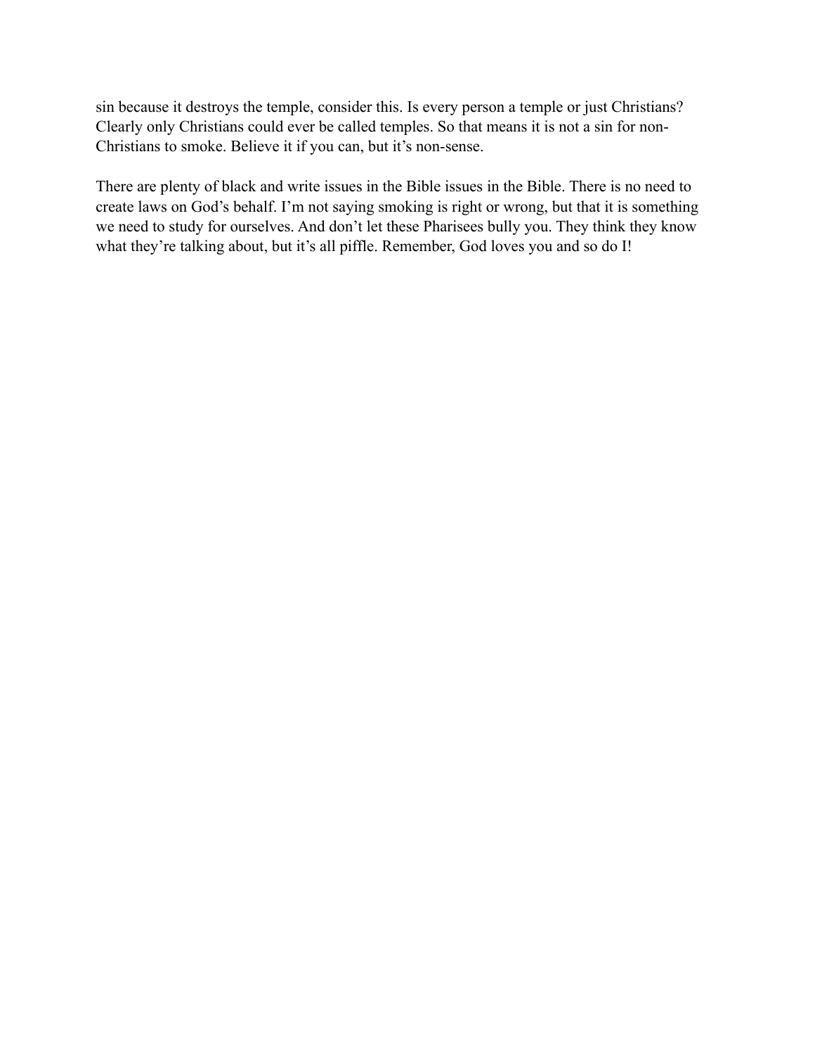sin because it destroys the temple, consider this. Is every person a temple or just Christians? Clearly only Christians could ever be called temples. So that means it is not a sin for non-Christians to smoke. Believe it if you can, but it's non-sense.

There are plenty of black and write issues in the Bible issues in the Bible. There is no need to create laws on God's behalf. I'm not saying smoking is right or wrong, but that it is something we need to study for ourselves. And don't let these Pharisees bully you. They think they know what they're talking about, but it's all piffle. Remember, God loves you and so do I!